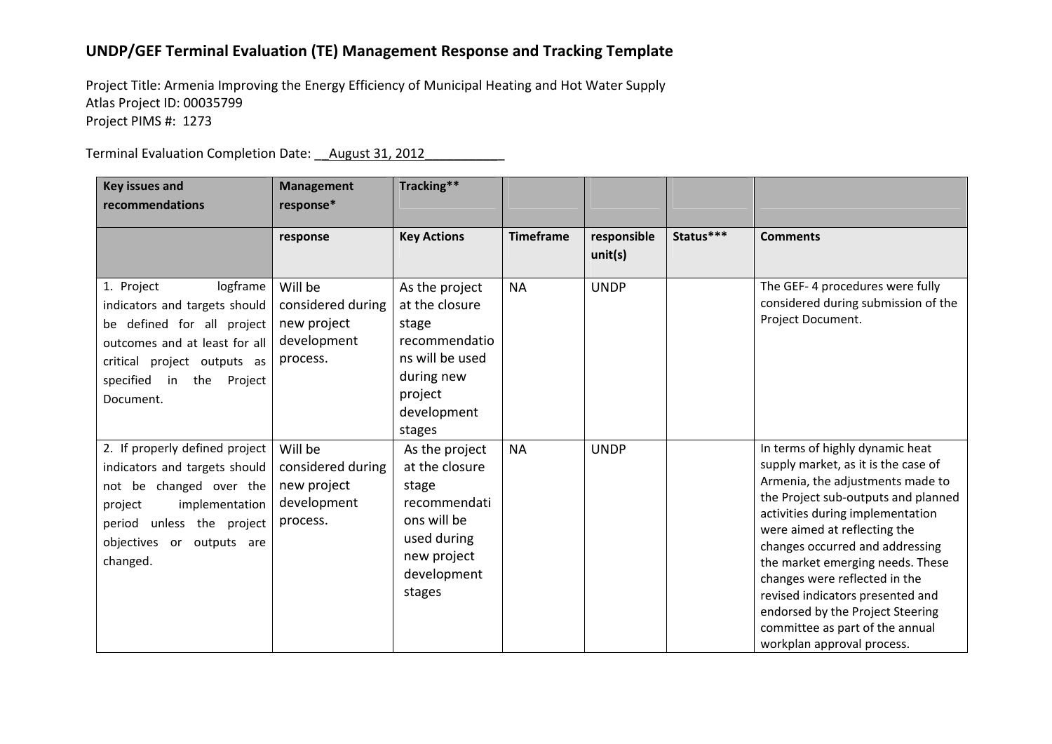# UNDP/GEF Terminal Evaluation (TE) Management Response and Tracking Template

Project Title: Armenia Improving the Energy Efficiency of Municipal Heating and Hot Water Supply
Atlas Project ID: 00035799
Project PIMS #: 1273

Terminal Evaluation Completion Date: __August 31, 2012___________

| Key issues and recommendations | Management response* | Tracking** | | | | |
|---|---|---|---|---|---|---|
| | response | Key Actions | Timeframe | responsible unit(s) | Status*** | Comments |
| 1. Project logframe indicators and targets should be defined for all project outcomes and at least for all critical project outputs as specified in the Project Document. | Will be considered during new project development process. | As the project at the closure stage recommendations will be used during new project development stages | NA | UNDP | | The GEF- 4 procedures were fully considered during submission of the Project Document. |
| 2. If properly defined project indicators and targets should not be changed over the project implementation period unless the project objectives or outputs are changed. | Will be considered during new project development process. | As the project at the closure stage recommendations will be used during new project development stages | NA | UNDP | | In terms of highly dynamic heat supply market, as it is the case of Armenia, the adjustments made to the Project sub-outputs and planned activities during implementation were aimed at reflecting the changes occurred and addressing the market emerging needs. These changes were reflected in the revised indicators presented and endorsed by the Project Steering committee as part of the annual workplan approval process. |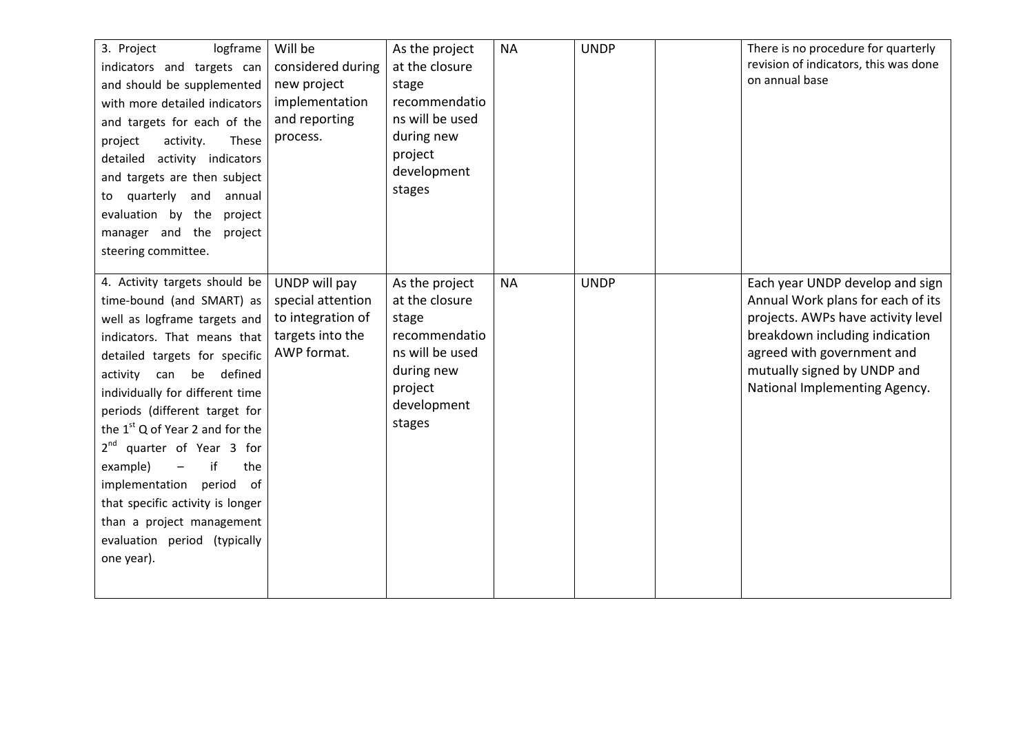| 3. Project logframe indicators and targets can and should be supplemented with more detailed indicators and targets for each of the project activity. These detailed activity indicators and targets are then subject to quarterly and annual evaluation by the project manager and the project steering committee. | Will be considered during new project implementation and reporting process. | As the project at the closure stage recommendations will be used during new project development stages | NA | UNDP | | There is no procedure for quarterly revision of indicators, this was done on annual base |
|---|---|---|---|---|---|---|
| 4. Activity targets should be time-bound (and SMART) as well as logframe targets and indicators. That means that detailed targets for specific activity can be defined individually for different time periods (different target for the 1st Q of Year 2 and for the 2nd quarter of Year 3 for example) – if the implementation period of that specific activity is longer than a project management evaluation period (typically one year). | UNDP will pay special attention to integration of targets into the AWP format. | As the project at the closure stage recommendations will be used during new project development stages | NA | UNDP | | Each year UNDP develop and sign Annual Work plans for each of its projects. AWPs have activity level breakdown including indication agreed with government and mutually signed by UNDP and National Implementing Agency. |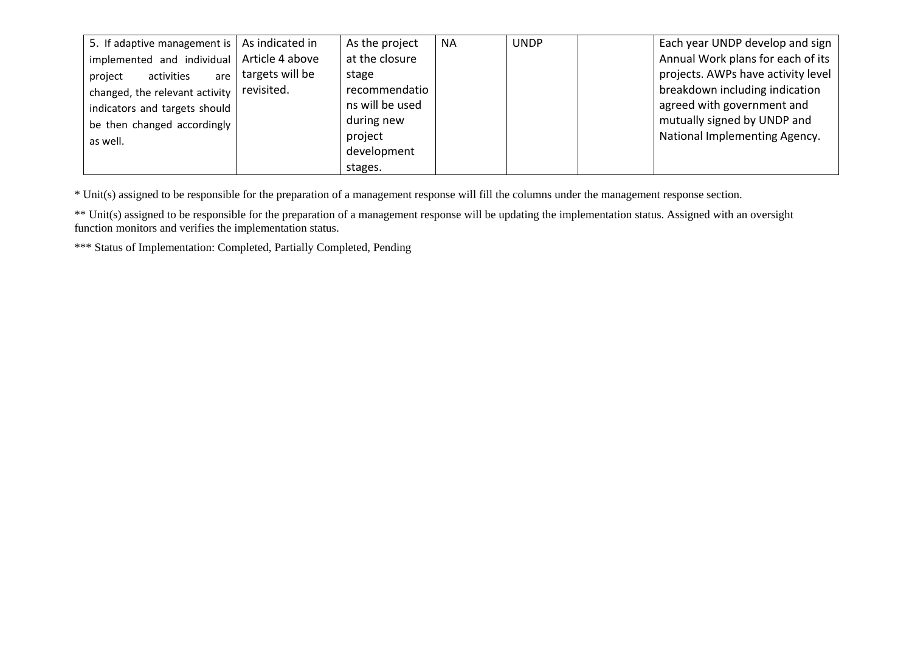| | | | | | | |
|---|---|---|---|---|---|---|
| 5. If adaptive management is implemented and individual project activities are changed, the relevant activity indicators and targets should be then changed accordingly as well. | As indicated in Article 4 above targets will be revisited. | As the project at the closure stage recommendations will be used during new project development stages. | NA | UNDP | | Each year UNDP develop and sign Annual Work plans for each of its projects. AWPs have activity level breakdown including indication agreed with government and mutually signed by UNDP and National Implementing Agency. |

* Unit(s) assigned to be responsible for the preparation of a management response will fill the columns under the management response section.

** Unit(s) assigned to be responsible for the preparation of a management response will be updating the implementation status. Assigned with an oversight function monitors and verifies the implementation status.

*** Status of Implementation: Completed, Partially Completed, Pending